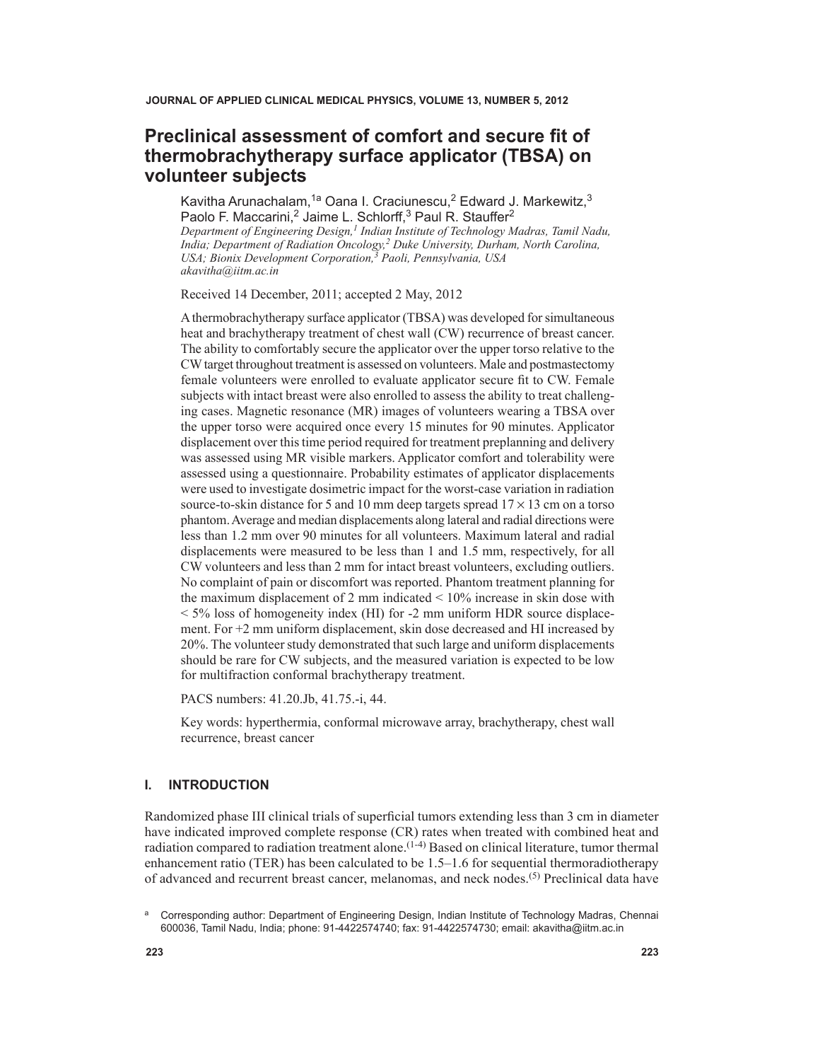# Preclinical assessment of comfort and secure fit of thermobrachytherapy surface applicator (TBSA) on volunteer subjects

Kavitha Arunachalam,[1a] Oana I. Craciunescu,[2] Edward J. Markewitz,[3] Paolo F. Maccarini,[2] Jaime L. Schlorff,[3] Paul R. Stauffer[2]

*Department of Engineering Design,[1] Indian Institute of Technology Madras, Tamil Nadu, India; Department of Radiation Oncology,[2] Duke University, Durham, North Carolina, USA; Bionix Development Corporation,[3] Paoli, Pennsylvania, USA*
*akavitha@iitm.ac.in*

Received 14 December, 2011; accepted 2 May, 2012

A thermobrachytherapy surface applicator (TBSA) was developed for simultaneous heat and brachytherapy treatment of chest wall (CW) recurrence of breast cancer. The ability to comfortably secure the applicator over the upper torso relative to the CW target throughout treatment is assessed on volunteers. Male and postmastectomy female volunteers were enrolled to evaluate applicator secure fit to CW. Female subjects with intact breast were also enrolled to assess the ability to treat challenging cases. Magnetic resonance (MR) images of volunteers wearing a TBSA over the upper torso were acquired once every 15 minutes for 90 minutes. Applicator displacement over this time period required for treatment preplanning and delivery was assessed using MR visible markers. Applicator comfort and tolerability were assessed using a questionnaire. Probability estimates of applicator displacements were used to investigate dosimetric impact for the worst-case variation in radiation source-to-skin distance for 5 and 10 mm deep targets spread $17 \times 13$ cm on a torso phantom. Average and median displacements along lateral and radial directions were less than 1.2 mm over 90 minutes for all volunteers. Maximum lateral and radial displacements were measured to be less than 1 and 1.5 mm, respectively, for all CW volunteers and less than 2 mm for intact breast volunteers, excluding outliers. No complaint of pain or discomfort was reported. Phantom treatment planning for the maximum displacement of 2 mm indicated < 10% increase in skin dose with < 5% loss of homogeneity index (HI) for -2 mm uniform HDR source displacement. For +2 mm uniform displacement, skin dose decreased and HI increased by 20%. The volunteer study demonstrated that such large and uniform displacements should be rare for CW subjects, and the measured variation is expected to be low for multifraction conformal brachytherapy treatment.

PACS numbers: 41.20.Jb, 41.75.-i, 44.

Key words: hyperthermia, conformal microwave array, brachytherapy, chest wall recurrence, breast cancer

## I. INTRODUCTION

Randomized phase III clinical trials of superficial tumors extending less than 3 cm in diameter have indicated improved complete response (CR) rates when treated with combined heat and radiation compared to radiation treatment alone.[1-4] Based on clinical literature, tumor thermal enhancement ratio (TER) has been calculated to be 1.5–1.6 for sequential thermoradiotherapy of advanced and recurrent breast cancer, melanomas, and neck nodes.[5] Preclinical data have

[a] Corresponding author: Department of Engineering Design, Indian Institute of Technology Madras, Chennai 600036, Tamil Nadu, India; phone: 91-4422574740; fax: 91-4422574730; email: akavitha@iitm.ac.in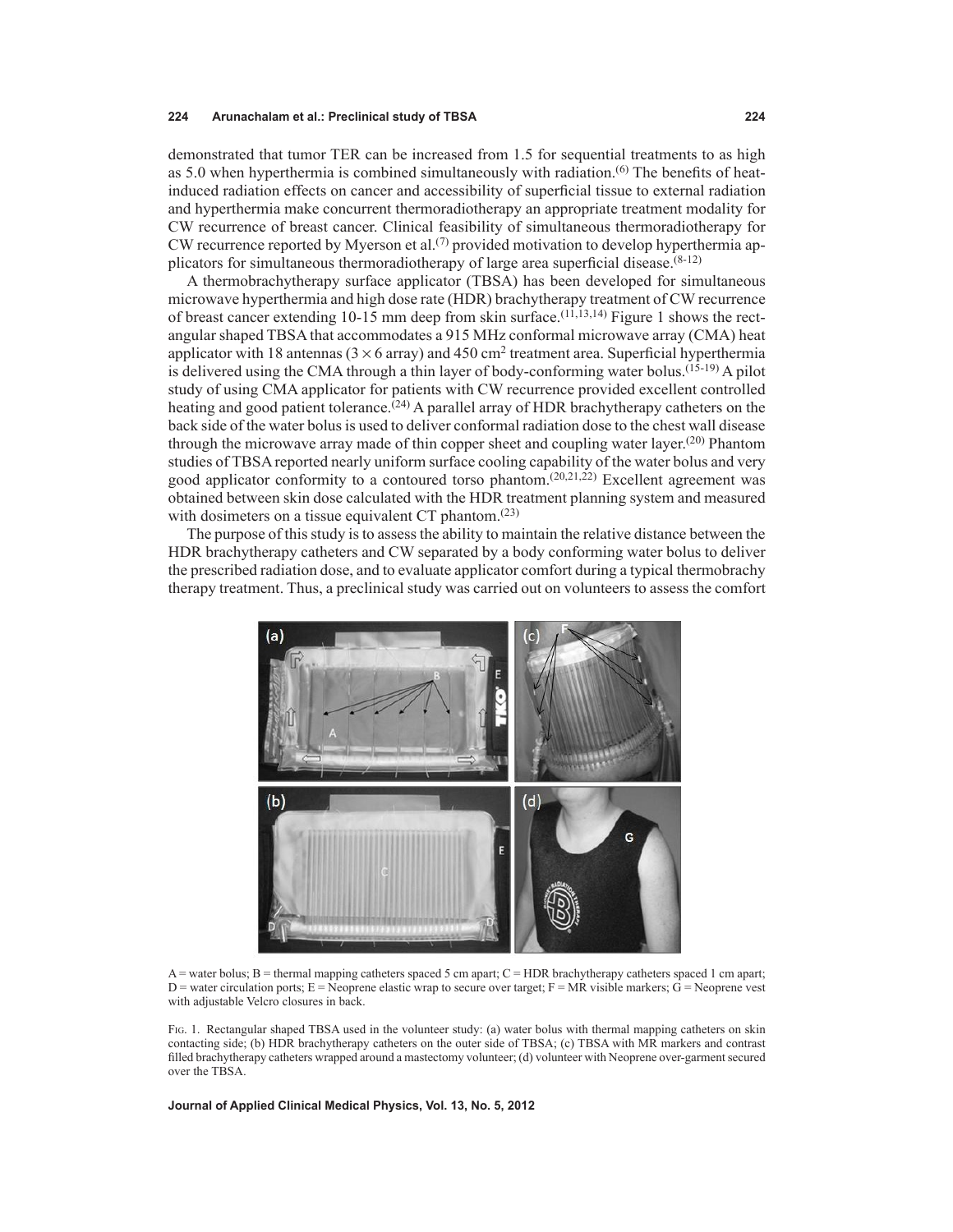demonstrated that tumor TER can be increased from 1.5 for sequential treatments to as high as 5.0 when hyperthermia is combined simultaneously with radiation.[6] The benefits of heat-induced radiation effects on cancer and accessibility of superficial tissue to external radiation and hyperthermia make concurrent thermoradiotherapy an appropriate treatment modality for CW recurrence of breast cancer. Clinical feasibility of simultaneous thermoradiotherapy for CW recurrence reported by Myerson et al.[7] provided motivation to develop hyperthermia applicators for simultaneous thermoradiotherapy of large area superficial disease.[8-12]

A thermobrachytherapy surface applicator (TBSA) has been developed for simultaneous microwave hyperthermia and high dose rate (HDR) brachytherapy treatment of CW recurrence of breast cancer extending 10-15 mm deep from skin surface.[11,13,14] Figure 1 shows the rectangular shaped TBSA that accommodates a 915 MHz conformal microwave array (CMA) heat applicator with 18 antennas ($3 \times 6$ array) and 450 $cm^2$ treatment area. Superficial hyperthermia is delivered using the CMA through a thin layer of body-conforming water bolus.[15-19] A pilot study of using CMA applicator for patients with CW recurrence provided excellent controlled heating and good patient tolerance.[24] A parallel array of HDR brachytherapy catheters on the back side of the water bolus is used to deliver conformal radiation dose to the chest wall disease through the microwave array made of thin copper sheet and coupling water layer.[20] Phantom studies of TBSA reported nearly uniform surface cooling capability of the water bolus and very good applicator conformity to a contoured torso phantom.[20,21,22] Excellent agreement was obtained between skin dose calculated with the HDR treatment planning system and measured with dosimeters on a tissue equivalent CT phantom.[23]

The purpose of this study is to assess the ability to maintain the relative distance between the HDR brachytherapy catheters and CW separated by a body conforming water bolus to deliver the prescribed radiation dose, and to evaluate applicator comfort during a typical thermobrachy therapy treatment. Thus, a preclinical study was carried out on volunteers to assess the comfort

A = water bolus; B = thermal mapping catheters spaced 5 cm apart; C = HDR brachytherapy catheters spaced 1 cm apart; D = water circulation ports; E = Neoprene elastic wrap to secure over target; F = MR visible markers; G = Neoprene vest with adjustable Velcro closures in back.

Fig. 1. Rectangular shaped TBSA used in the volunteer study: (a) water bolus with thermal mapping catheters on skin contacting side; (b) HDR brachytherapy catheters on the outer side of TBSA; (c) TBSA with MR markers and contrast filled brachytherapy catheters wrapped around a mastectomy volunteer; (d) volunteer with Neoprene over-garment secured over the TBSA.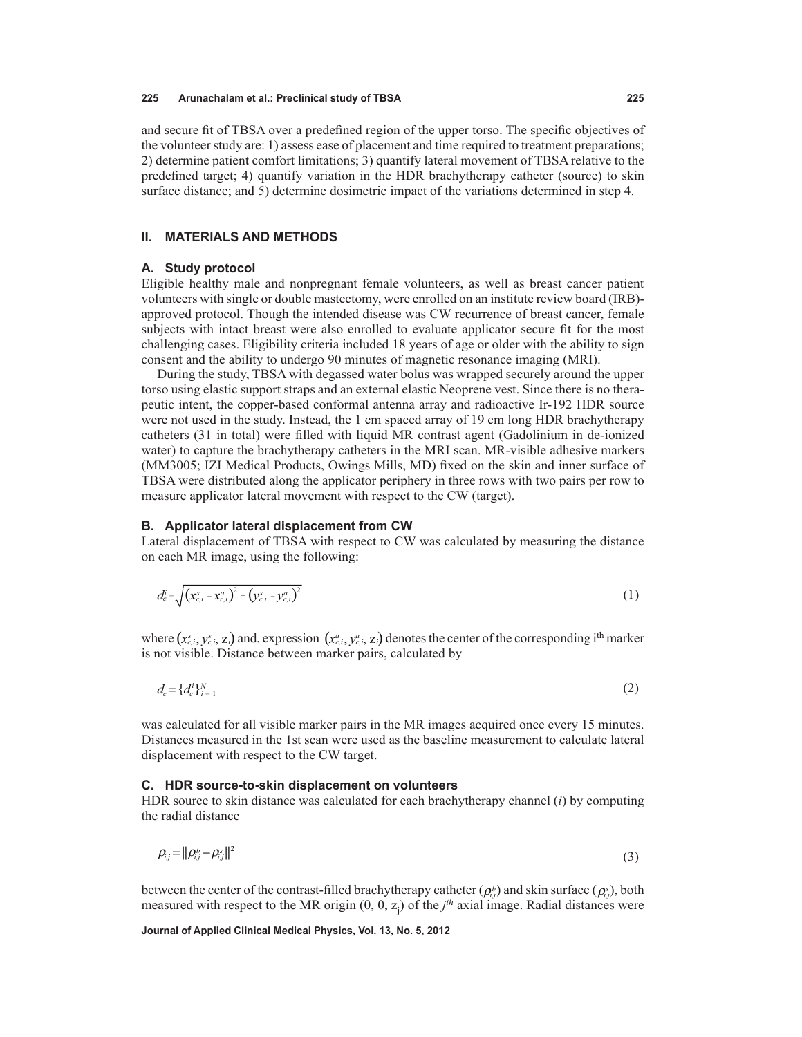and secure fit of TBSA over a predefined region of the upper torso. The specific objectives of the volunteer study are: 1) assess ease of placement and time required to treatment preparations; 2) determine patient comfort limitations; 3) quantify lateral movement of TBSA relative to the predefined target; 4) quantify variation in the HDR brachytherapy catheter (source) to skin surface distance; and 5) determine dosimetric impact of the variations determined in step 4.

## II. MATERIALS AND METHODS

### A. Study protocol

Eligible healthy male and nonpregnant female volunteers, as well as breast cancer patient volunteers with single or double mastectomy, were enrolled on an institute review board (IRB)-approved protocol. Though the intended disease was CW recurrence of breast cancer, female subjects with intact breast were also enrolled to evaluate applicator secure fit for the most challenging cases. Eligibility criteria included 18 years of age or older with the ability to sign consent and the ability to undergo 90 minutes of magnetic resonance imaging (MRI).

During the study, TBSA with degassed water bolus was wrapped securely around the upper torso using elastic support straps and an external elastic Neoprene vest. Since there is no therapeutic intent, the copper-based conformal antenna array and radioactive Ir-192 HDR source were not used in the study. Instead, the 1 cm spaced array of 19 cm long HDR brachytherapy catheters (31 in total) were filled with liquid MR contrast agent (Gadolinium in de-ionized water) to capture the brachytherapy catheters in the MRI scan. MR-visible adhesive markers (MM3005; IZI Medical Products, Owings Mills, MD) fixed on the skin and inner surface of TBSA were distributed along the applicator periphery in three rows with two pairs per row to measure applicator lateral movement with respect to the CW (target).

### B. Applicator lateral displacement from CW

Lateral displacement of TBSA with respect to CW was calculated by measuring the distance on each MR image, using the following:

$$d_c^i = \sqrt{\left(x_{c,i}^s - x_{c,i}^a\right)^2 + \left(y_{c,i}^s - y_{c,i}^a\right)^2} \tag{1}$$

where $\left(x_{c,i}^s, y_{c,i}^s, z_i\right)$ and, expression $\left(x_{c,i}^a, y_{c,i}^a, z_i\right)$ denotes the center of the corresponding i$^{th}$ marker is not visible. Distance between marker pairs, calculated by

$$d_c = \{d_c^i\}_{i=1}^{N} \tag{2}$$

was calculated for all visible marker pairs in the MR images acquired once every 15 minutes. Distances measured in the 1st scan were used as the baseline measurement to calculate lateral displacement with respect to the CW target.

### C. HDR source-to-skin displacement on volunteers

HDR source to skin distance was calculated for each brachytherapy channel (*i*) by computing the radial distance

$$\rho_{i,j} = \|\rho_{i,j}^b - \rho_{i,j}^s\|^2 \tag{3}$$

between the center of the contrast-filled brachytherapy catheter ($\rho_{i,j}^b$) and skin surface ($\rho_{i,j}^s$), both measured with respect to the MR origin $(0, 0, z_j)$ of the $j^{th}$ axial image. Radial distances were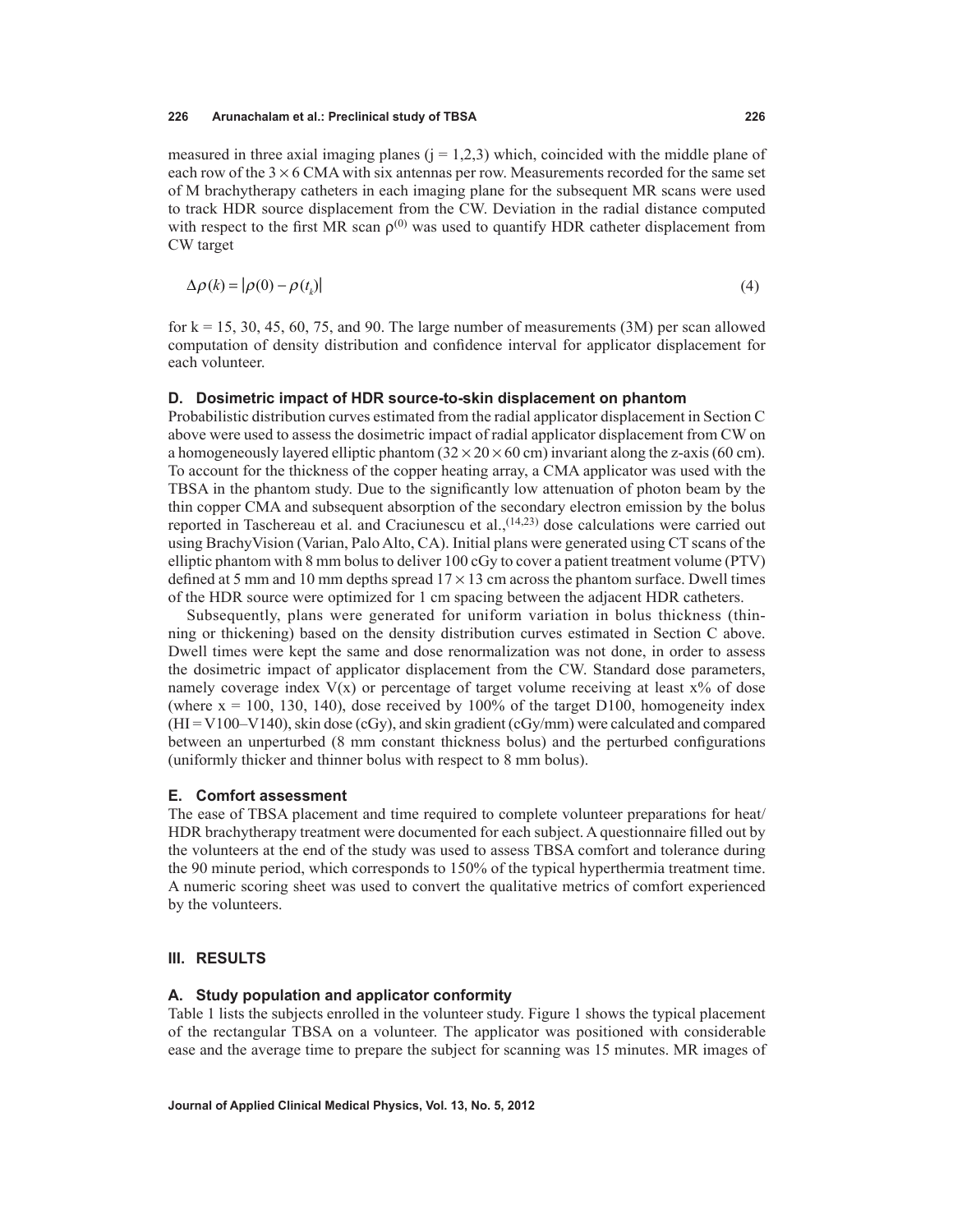measured in three axial imaging planes ($j = 1,2,3$) which, coincided with the middle plane of each row of the $3 \times 6$ CMA with six antennas per row. Measurements recorded for the same set of M brachytherapy catheters in each imaging plane for the subsequent MR scans were used to track HDR source displacement from the CW. Deviation in the radial distance computed with respect to the first MR scan $\rho^{(0)}$ was used to quantify HDR catheter displacement from CW target

$$\Delta\rho(k) = |\rho(0) - \rho(t_k)| \tag{4}$$

for k = 15, 30, 45, 60, 75, and 90. The large number of measurements (3M) per scan allowed computation of density distribution and confidence interval for applicator displacement for each volunteer.

### D. Dosimetric impact of HDR source-to-skin displacement on phantom

Probabilistic distribution curves estimated from the radial applicator displacement in Section C above were used to assess the dosimetric impact of radial applicator displacement from CW on a homogeneously layered elliptic phantom ($32 \times 20 \times 60$ cm) invariant along the z-axis (60 cm). To account for the thickness of the copper heating array, a CMA applicator was used with the TBSA in the phantom study. Due to the significantly low attenuation of photon beam by the thin copper CMA and subsequent absorption of the secondary electron emission by the bolus reported in Taschereau et al. and Craciunescu et al.,[14,23] dose calculations were carried out using BrachyVision (Varian, Palo Alto, CA). Initial plans were generated using CT scans of the elliptic phantom with 8 mm bolus to deliver 100 cGy to cover a patient treatment volume (PTV) defined at 5 mm and 10 mm depths spread $17 \times 13$ cm across the phantom surface. Dwell times of the HDR source were optimized for 1 cm spacing between the adjacent HDR catheters.

Subsequently, plans were generated for uniform variation in bolus thickness (thinning or thickening) based on the density distribution curves estimated in Section C above. Dwell times were kept the same and dose renormalization was not done, in order to assess the dosimetric impact of applicator displacement from the CW. Standard dose parameters, namely coverage index V(x) or percentage of target volume receiving at least x% of dose (where x = 100, 130, 140), dose received by 100% of the target D100, homogeneity index (HI = V100–V140), skin dose (cGy), and skin gradient (cGy/mm) were calculated and compared between an unperturbed (8 mm constant thickness bolus) and the perturbed configurations (uniformly thicker and thinner bolus with respect to 8 mm bolus).

### E. Comfort assessment

The ease of TBSA placement and time required to complete volunteer preparations for heat/HDR brachytherapy treatment were documented for each subject. A questionnaire filled out by the volunteers at the end of the study was used to assess TBSA comfort and tolerance during the 90 minute period, which corresponds to 150% of the typical hyperthermia treatment time. A numeric scoring sheet was used to convert the qualitative metrics of comfort experienced by the volunteers.

## III. RESULTS

### A. Study population and applicator conformity

Table 1 lists the subjects enrolled in the volunteer study. Figure 1 shows the typical placement of the rectangular TBSA on a volunteer. The applicator was positioned with considerable ease and the average time to prepare the subject for scanning was 15 minutes. MR images of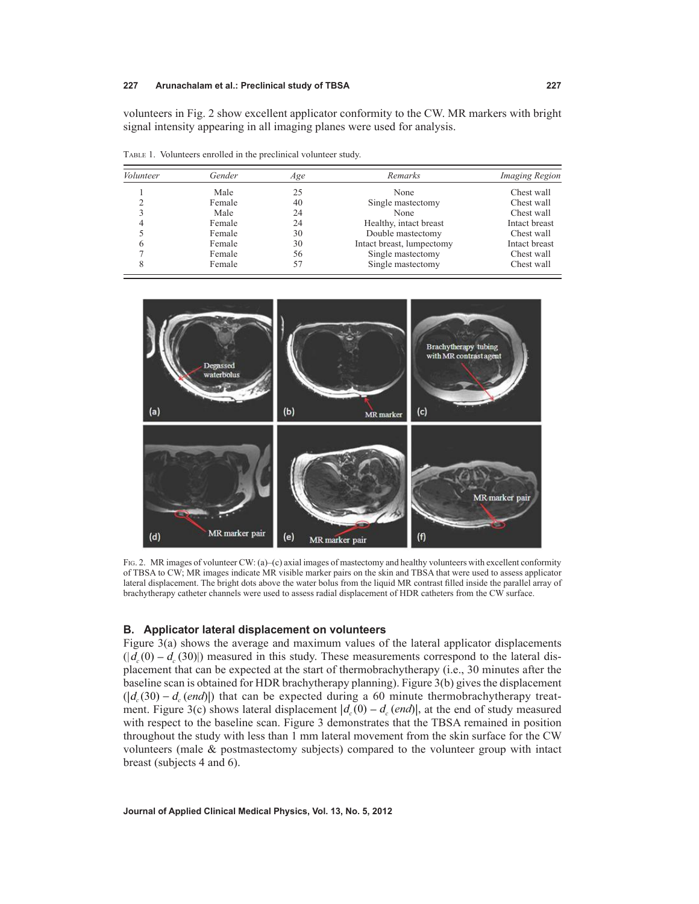volunteers in Fig. 2 show excellent applicator conformity to the CW. MR markers with bright signal intensity appearing in all imaging planes were used for analysis.

Table 1. Volunteers enrolled in the preclinical volunteer study.

| *Volunteer* | *Gender* | *Age* | *Remarks* | *Imaging Region* |
|---|---|---|---|---|
| 1 | Male | 25 | None | Chest wall |
| 2 | Female | 40 | Single mastectomy | Chest wall |
| 3 | Male | 24 | None | Chest wall |
| 4 | Female | 24 | Healthy, intact breast | Intact breast |
| 5 | Female | 30 | Double mastectomy | Chest wall |
| 6 | Female | 30 | Intact breast, lumpectomy | Intact breast |
| 7 | Female | 56 | Single mastectomy | Chest wall |
| 8 | Female | 57 | Single mastectomy | Chest wall |

Fig. 2. MR images of volunteer CW: (a)–(c) axial images of mastectomy and healthy volunteers with excellent conformity of TBSA to CW; MR images indicate MR visible marker pairs on the skin and TBSA that were used to assess applicator lateral displacement. The bright dots above the water bolus from the liquid MR contrast filled inside the parallel array of brachytherapy catheter channels were used to assess radial displacement of HDR catheters from the CW surface.

### B. Applicator lateral displacement on volunteers

Figure 3(a) shows the average and maximum values of the lateral applicator displacements ($|d_c(0) - d_c(30)|$) measured in this study. These measurements correspond to the lateral displacement that can be expected at the start of thermobrachytherapy (i.e., 30 minutes after the baseline scan is obtained for HDR brachytherapy planning). Figure 3(b) gives the displacement ($|d_c(30) - d_c(end)|$) that can be expected during a 60 minute thermobrachytherapy treatment. Figure 3(c) shows lateral displacement $|d_c(0) - d_c(end)|$, at the end of study measured with respect to the baseline scan. Figure 3 demonstrates that the TBSA remained in position throughout the study with less than 1 mm lateral movement from the skin surface for the CW volunteers (male & postmastectomy subjects) compared to the volunteer group with intact breast (subjects 4 and 6).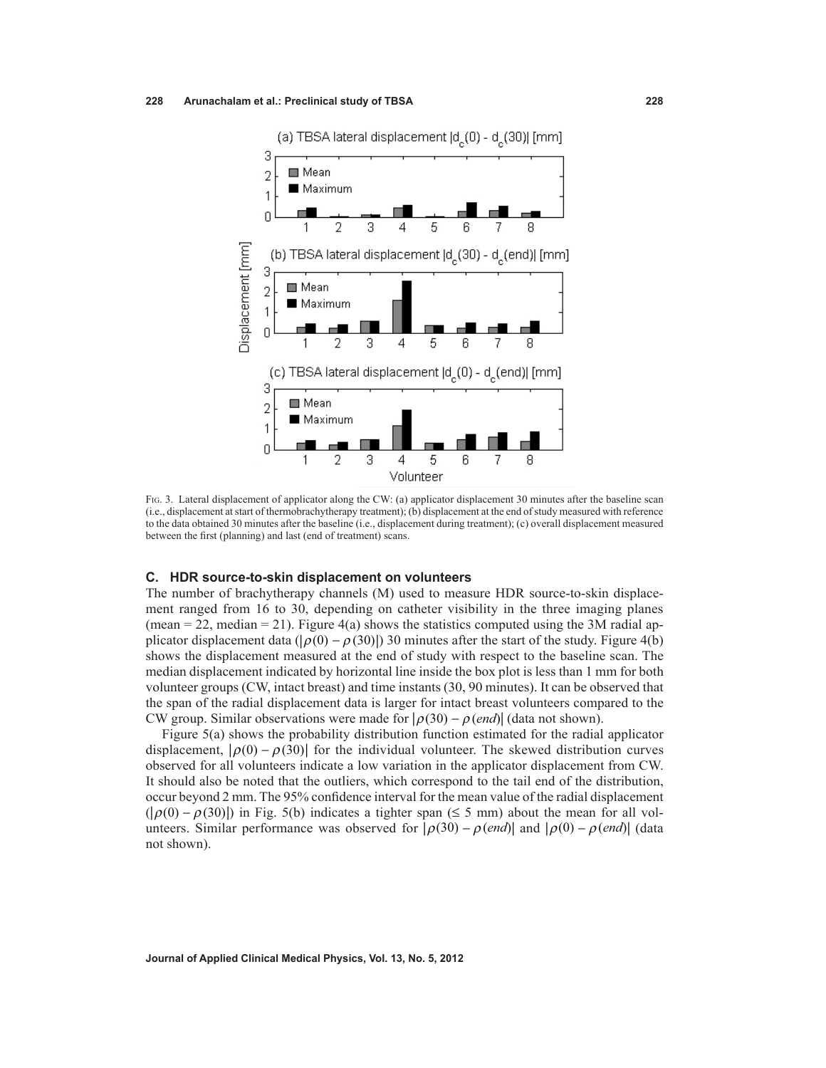Fig. 3. Lateral displacement of applicator along the CW: (a) applicator displacement 30 minutes after the baseline scan (i.e., displacement at start of thermobrachytherapy treatment); (b) displacement at the end of study measured with reference to the data obtained 30 minutes after the baseline (i.e., displacement during treatment); (c) overall displacement measured between the first (planning) and last (end of treatment) scans.

### C. HDR source-to-skin displacement on volunteers

The number of brachytherapy channels (M) used to measure HDR source-to-skin displacement ranged from 16 to 30, depending on catheter visibility in the three imaging planes (mean = 22, median = 21). Figure 4(a) shows the statistics computed using the 3M radial applicator displacement data ($|\rho(0) - \rho(30)|$) 30 minutes after the start of the study. Figure 4(b) shows the displacement measured at the end of study with respect to the baseline scan. The median displacement indicated by horizontal line inside the box plot is less than 1 mm for both volunteer groups (CW, intact breast) and time instants (30, 90 minutes). It can be observed that the span of the radial displacement data is larger for intact breast volunteers compared to the CW group. Similar observations were made for $|\rho(30) - \rho(end)|$ (data not shown).

Figure 5(a) shows the probability distribution function estimated for the radial applicator displacement, $|\rho(0) - \rho(30)|$ for the individual volunteer. The skewed distribution curves observed for all volunteers indicate a low variation in the applicator displacement from CW. It should also be noted that the outliers, which correspond to the tail end of the distribution, occur beyond 2 mm. The 95% confidence interval for the mean value of the radial displacement ($|\rho(0) - \rho(30)|$) in Fig. 5(b) indicates a tighter span ($\leq$ 5 mm) about the mean for all volunteers. Similar performance was observed for $|\rho(30) - \rho(end)|$ and $|\rho(0) - \rho(end)|$ (data not shown).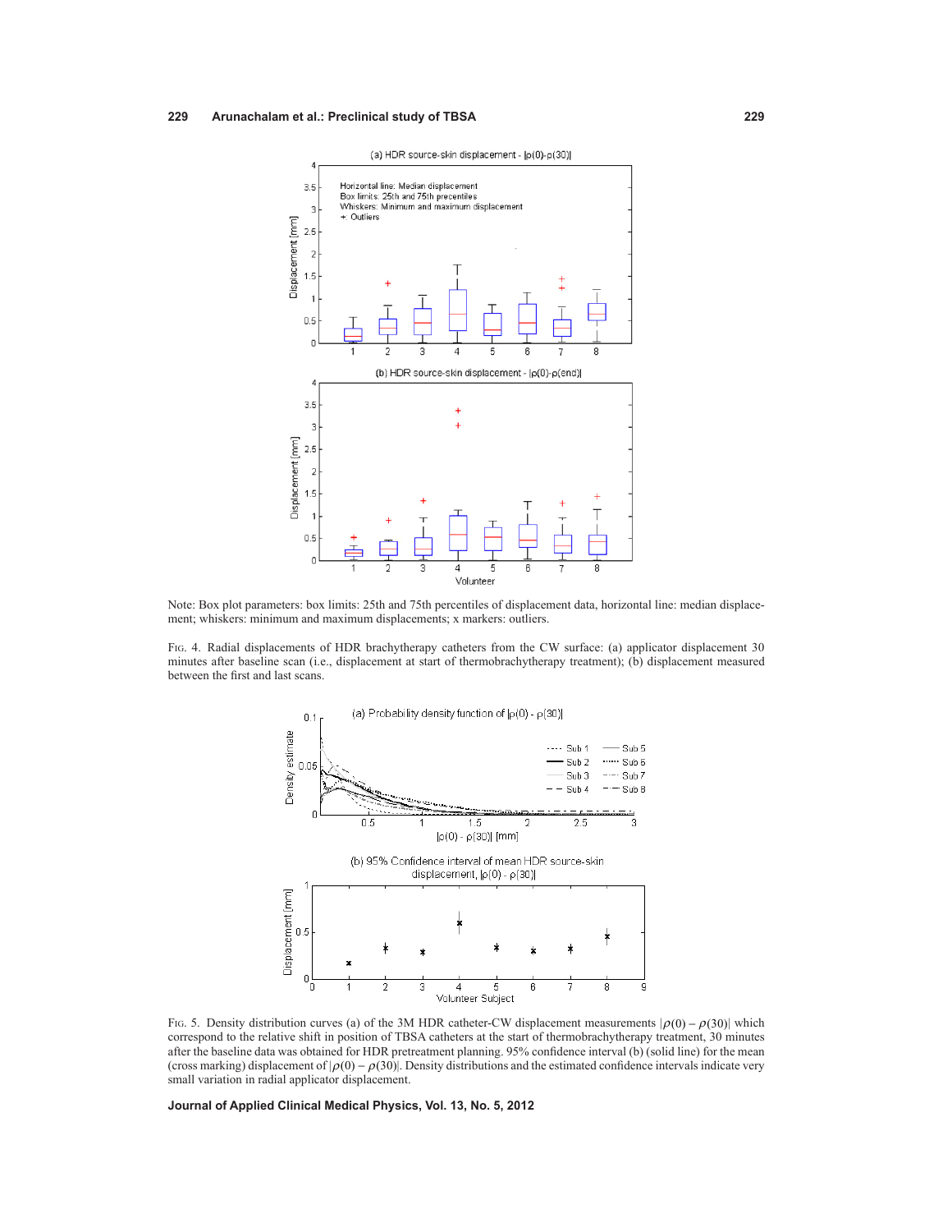Note: Box plot parameters: box limits: 25th and 75th percentiles of displacement data, horizontal line: median displacement; whiskers: minimum and maximum displacements; x markers: outliers.

FIG. 4. Radial displacements of HDR brachytherapy catheters from the CW surface: (a) applicator displacement 30 minutes after baseline scan (i.e., displacement at start of thermobrachytherapy treatment); (b) displacement measured between the first and last scans.

FIG. 5. Density distribution curves (a) of the 3M HDR catheter-CW displacement measurements $|\rho(0) - \rho(30)|$ which correspond to the relative shift in position of TBSA catheters at the start of thermobrachytherapy treatment, 30 minutes after the baseline data was obtained for HDR pretreatment planning. 95% confidence interval (b) (solid line) for the mean (cross marking) displacement of $|\rho(0) - \rho(30)|$. Density distributions and the estimated confidence intervals indicate very small variation in radial applicator displacement.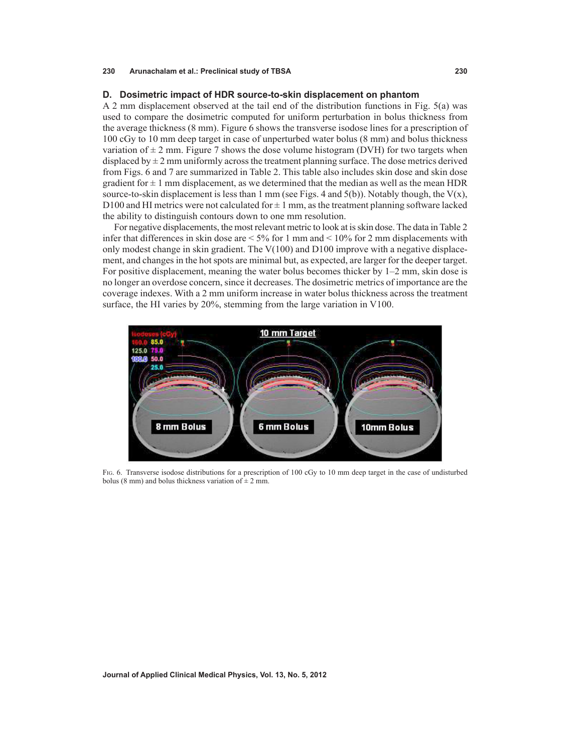### D. Dosimetric impact of HDR source-to-skin displacement on phantom

A 2 mm displacement observed at the tail end of the distribution functions in Fig. 5(a) was used to compare the dosimetric computed for uniform perturbation in bolus thickness from the average thickness (8 mm). Figure 6 shows the transverse isodose lines for a prescription of 100 cGy to 10 mm deep target in case of unperturbed water bolus (8 mm) and bolus thickness variation of ± 2 mm. Figure 7 shows the dose volume histogram (DVH) for two targets when displaced by ± 2 mm uniformly across the treatment planning surface. The dose metrics derived from Figs. 6 and 7 are summarized in Table 2. This table also includes skin dose and skin dose gradient for ± 1 mm displacement, as we determined that the median as well as the mean HDR source-to-skin displacement is less than 1 mm (see Figs. 4 and 5(b)). Notably though, the V(x), D100 and HI metrics were not calculated for ± 1 mm, as the treatment planning software lacked the ability to distinguish contours down to one mm resolution.

For negative displacements, the most relevant metric to look at is skin dose. The data in Table 2 infer that differences in skin dose are < 5% for 1 mm and < 10% for 2 mm displacements with only modest change in skin gradient. The V(100) and D100 improve with a negative displacement, and changes in the hot spots are minimal but, as expected, are larger for the deeper target. For positive displacement, meaning the water bolus becomes thicker by 1–2 mm, skin dose is no longer an overdose concern, since it decreases. The dosimetric metrics of importance are the coverage indexes. With a 2 mm uniform increase in water bolus thickness across the treatment surface, the HI varies by 20%, stemming from the large variation in V100.

Fig. 6. Transverse isodose distributions for a prescription of 100 cGy to 10 mm deep target in the case of undisturbed bolus (8 mm) and bolus thickness variation of ± 2 mm.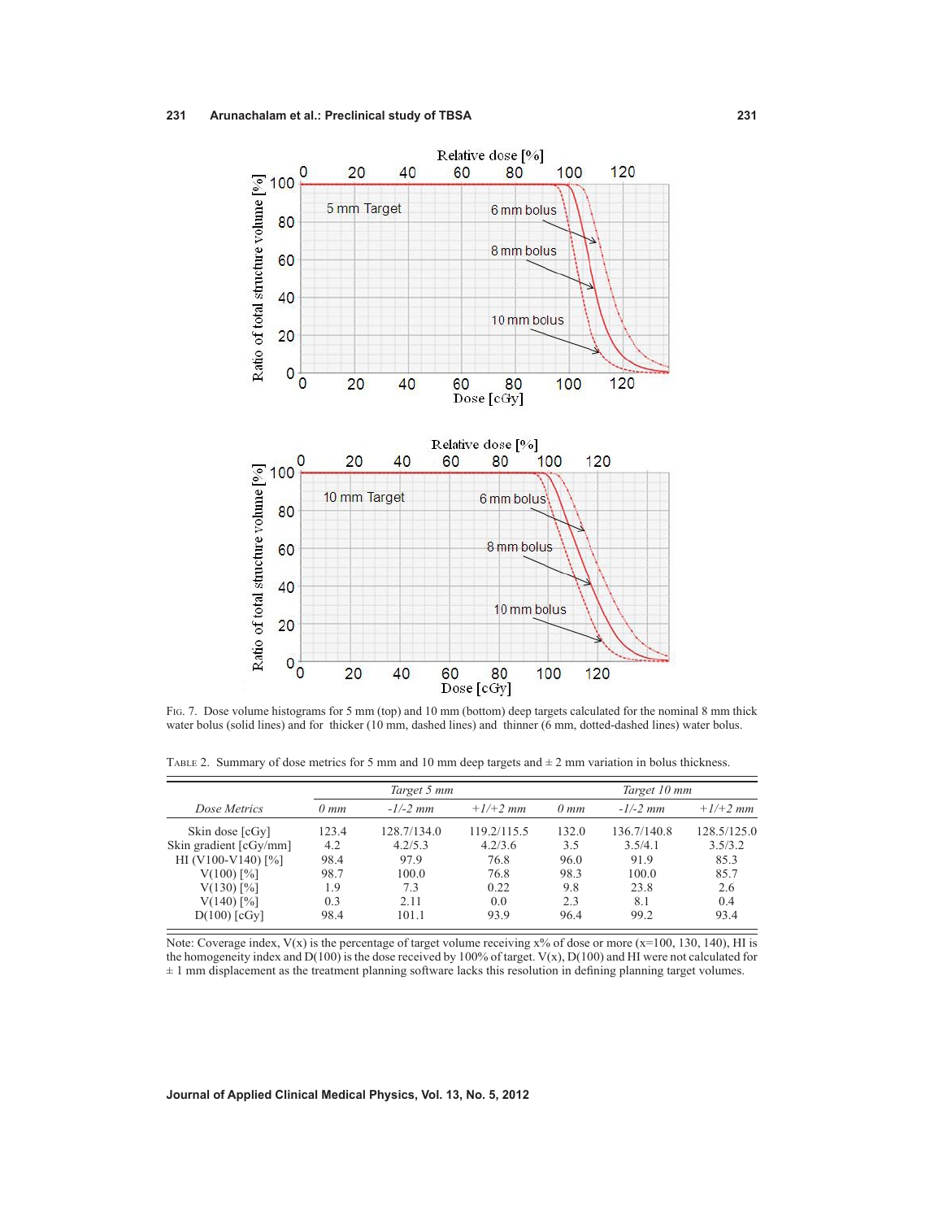Fig. 7. Dose volume histograms for 5 mm (top) and 10 mm (bottom) deep targets calculated for the nominal 8 mm thick water bolus (solid lines) and for thicker (10 mm, dashed lines) and thinner (6 mm, dotted-dashed lines) water bolus.

Table 2. Summary of dose metrics for 5 mm and 10 mm deep targets and ± 2 mm variation in bolus thickness.

| | *Target 5 mm* | | | *Target 10 mm* | | |
|---|---|---|---|---|---|---|
| *Dose Metrics* | *0 mm* | *-1/-2 mm* | *+1/+2 mm* | *0 mm* | *-1/-2 mm* | *+1/+2 mm* |
| Skin dose [cGy] | 123.4 | 128.7/134.0 | 119.2/115.5 | 132.0 | 136.7/140.8 | 128.5/125.0 |
| Skin gradient [cGy/mm] | 4.2 | 4.2/5.3 | 4.2/3.6 | 3.5 | 3.5/4.1 | 3.5/3.2 |
| HI (V100-V140) [%] | 98.4 | 97.9 | 76.8 | 96.0 | 91.9 | 85.3 |
| V(100) [%] | 98.7 | 100.0 | 76.8 | 98.3 | 100.0 | 85.7 |
| V(130) [%] | 1.9 | 7.3 | 0.22 | 9.8 | 23.8 | 2.6 |
| V(140) [%] | 0.3 | 2.11 | 0.0 | 2.3 | 8.1 | 0.4 |
| D(100) [cGy] | 98.4 | 101.1 | 93.9 | 96.4 | 99.2 | 93.4 |

Note: Coverage index, V(x) is the percentage of target volume receiving x% of dose or more (x=100, 130, 140), HI is the homogeneity index and D(100) is the dose received by 100% of target. V(x), D(100) and HI were not calculated for ± 1 mm displacement as the treatment planning software lacks this resolution in defining planning target volumes.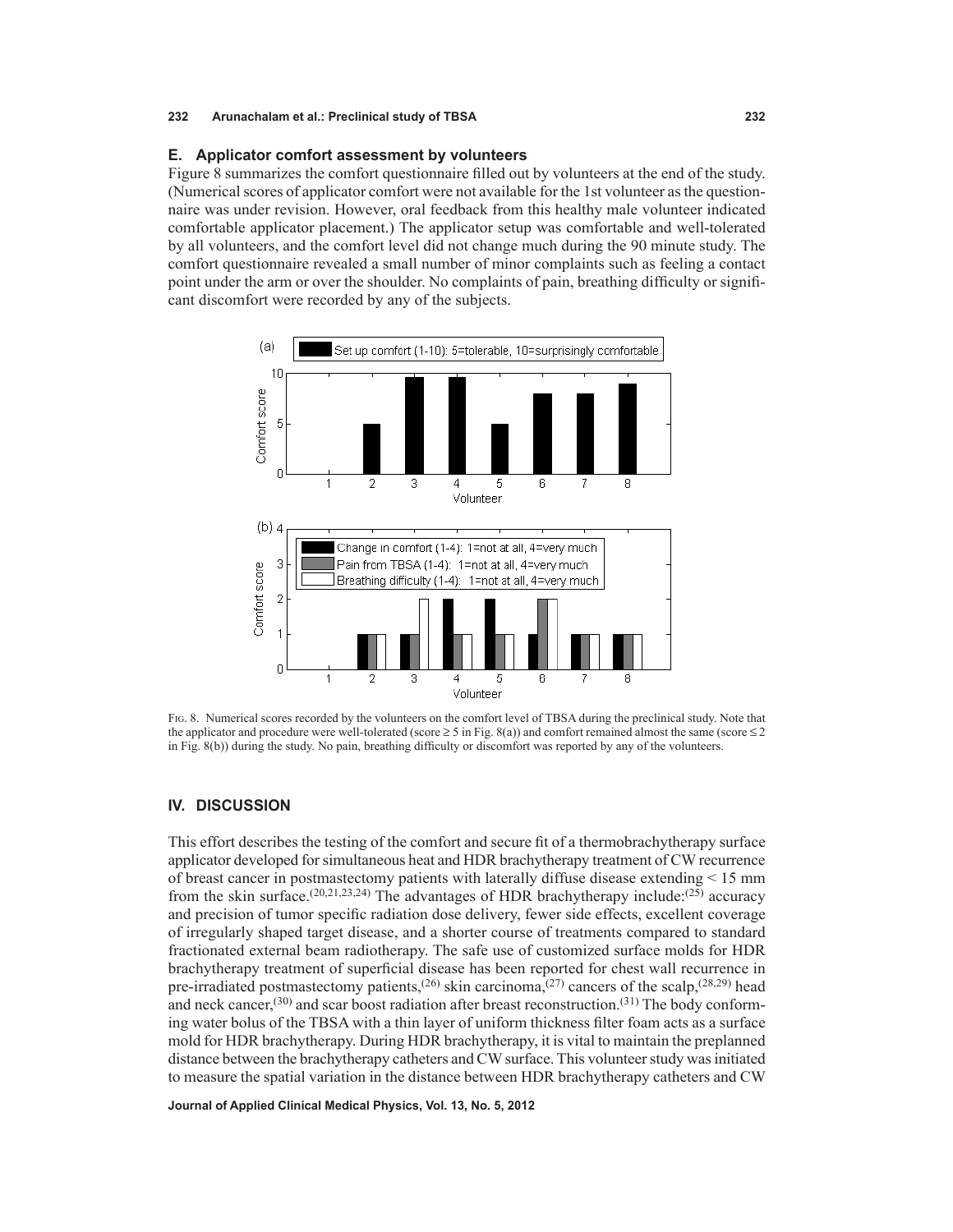### E. Applicator comfort assessment by volunteers

Figure 8 summarizes the comfort questionnaire filled out by volunteers at the end of the study. (Numerical scores of applicator comfort were not available for the 1st volunteer as the questionnaire was under revision. However, oral feedback from this healthy male volunteer indicated comfortable applicator placement.) The applicator setup was comfortable and well-tolerated by all volunteers, and the comfort level did not change much during the 90 minute study. The comfort questionnaire revealed a small number of minor complaints such as feeling a contact point under the arm or over the shoulder. No complaints of pain, breathing difficulty or significant discomfort were recorded by any of the subjects.

FIG. 8. Numerical scores recorded by the volunteers on the comfort level of TBSA during the preclinical study. Note that the applicator and procedure were well-tolerated (score ≥ 5 in Fig. 8(a)) and comfort remained almost the same (score ≤ 2 in Fig. 8(b)) during the study. No pain, breathing difficulty or discomfort was reported by any of the volunteers.

## IV. DISCUSSION

This effort describes the testing of the comfort and secure fit of a thermobrachytherapy surface applicator developed for simultaneous heat and HDR brachytherapy treatment of CW recurrence of breast cancer in postmastectomy patients with laterally diffuse disease extending < 15 mm from the skin surface.[20,21,23,24] The advantages of HDR brachytherapy include:[25] accuracy and precision of tumor specific radiation dose delivery, fewer side effects, excellent coverage of irregularly shaped target disease, and a shorter course of treatments compared to standard fractionated external beam radiotherapy. The safe use of customized surface molds for HDR brachytherapy treatment of superficial disease has been reported for chest wall recurrence in pre-irradiated postmastectomy patients,[26] skin carcinoma,[27] cancers of the scalp,[28,29] head and neck cancer,[30] and scar boost radiation after breast reconstruction.[31] The body conforming water bolus of the TBSA with a thin layer of uniform thickness filter foam acts as a surface mold for HDR brachytherapy. During HDR brachytherapy, it is vital to maintain the preplanned distance between the brachytherapy catheters and CW surface. This volunteer study was initiated to measure the spatial variation in the distance between HDR brachytherapy catheters and CW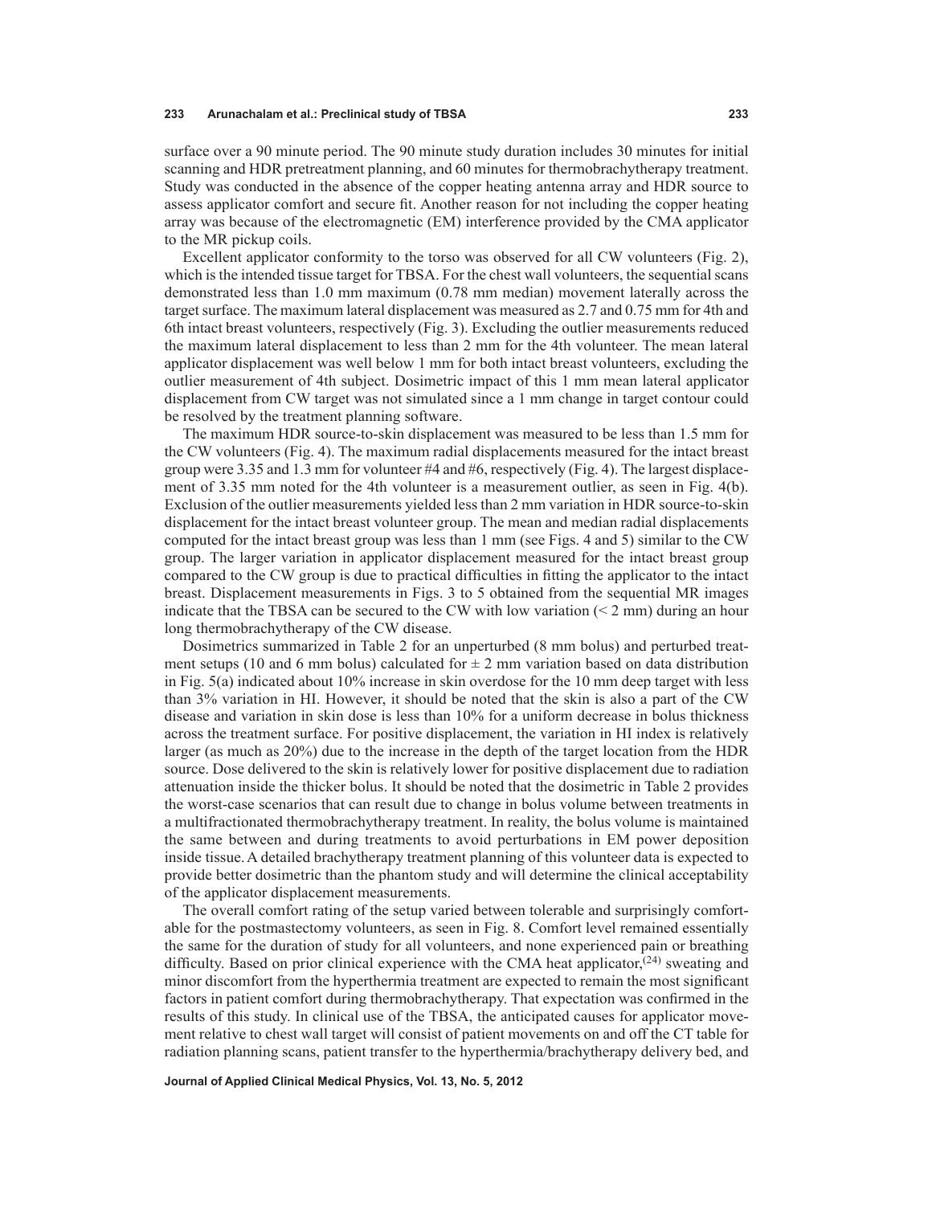surface over a 90 minute period. The 90 minute study duration includes 30 minutes for initial scanning and HDR pretreatment planning, and 60 minutes for thermobrachytherapy treatment. Study was conducted in the absence of the copper heating antenna array and HDR source to assess applicator comfort and secure fit. Another reason for not including the copper heating array was because of the electromagnetic (EM) interference provided by the CMA applicator to the MR pickup coils.

Excellent applicator conformity to the torso was observed for all CW volunteers (Fig. 2), which is the intended tissue target for TBSA. For the chest wall volunteers, the sequential scans demonstrated less than 1.0 mm maximum (0.78 mm median) movement laterally across the target surface. The maximum lateral displacement was measured as 2.7 and 0.75 mm for 4th and 6th intact breast volunteers, respectively (Fig. 3). Excluding the outlier measurements reduced the maximum lateral displacement to less than 2 mm for the 4th volunteer. The mean lateral applicator displacement was well below 1 mm for both intact breast volunteers, excluding the outlier measurement of 4th subject. Dosimetric impact of this 1 mm mean lateral applicator displacement from CW target was not simulated since a 1 mm change in target contour could be resolved by the treatment planning software.

The maximum HDR source-to-skin displacement was measured to be less than 1.5 mm for the CW volunteers (Fig. 4). The maximum radial displacements measured for the intact breast group were 3.35 and 1.3 mm for volunteer #4 and #6, respectively (Fig. 4). The largest displacement of 3.35 mm noted for the 4th volunteer is a measurement outlier, as seen in Fig. 4(b). Exclusion of the outlier measurements yielded less than 2 mm variation in HDR source-to-skin displacement for the intact breast volunteer group. The mean and median radial displacements computed for the intact breast group was less than 1 mm (see Figs. 4 and 5) similar to the CW group. The larger variation in applicator displacement measured for the intact breast group compared to the CW group is due to practical difficulties in fitting the applicator to the intact breast. Displacement measurements in Figs. 3 to 5 obtained from the sequential MR images indicate that the TBSA can be secured to the CW with low variation (< 2 mm) during an hour long thermobrachytherapy of the CW disease.

Dosimetrics summarized in Table 2 for an unperturbed (8 mm bolus) and perturbed treatment setups (10 and 6 mm bolus) calculated for ± 2 mm variation based on data distribution in Fig. 5(a) indicated about 10% increase in skin overdose for the 10 mm deep target with less than 3% variation in HI. However, it should be noted that the skin is also a part of the CW disease and variation in skin dose is less than 10% for a uniform decrease in bolus thickness across the treatment surface. For positive displacement, the variation in HI index is relatively larger (as much as 20%) due to the increase in the depth of the target location from the HDR source. Dose delivered to the skin is relatively lower for positive displacement due to radiation attenuation inside the thicker bolus. It should be noted that the dosimetric in Table 2 provides the worst-case scenarios that can result due to change in bolus volume between treatments in a multifractionated thermobrachytherapy treatment. In reality, the bolus volume is maintained the same between and during treatments to avoid perturbations in EM power deposition inside tissue. A detailed brachytherapy treatment planning of this volunteer data is expected to provide better dosimetric than the phantom study and will determine the clinical acceptability of the applicator displacement measurements.

The overall comfort rating of the setup varied between tolerable and surprisingly comfortable for the postmastectomy volunteers, as seen in Fig. 8. Comfort level remained essentially the same for the duration of study for all volunteers, and none experienced pain or breathing difficulty. Based on prior clinical experience with the CMA heat applicator,[24] sweating and minor discomfort from the hyperthermia treatment are expected to remain the most significant factors in patient comfort during thermobrachytherapy. That expectation was confirmed in the results of this study. In clinical use of the TBSA, the anticipated causes for applicator movement relative to chest wall target will consist of patient movements on and off the CT table for radiation planning scans, patient transfer to the hyperthermia/brachytherapy delivery bed, and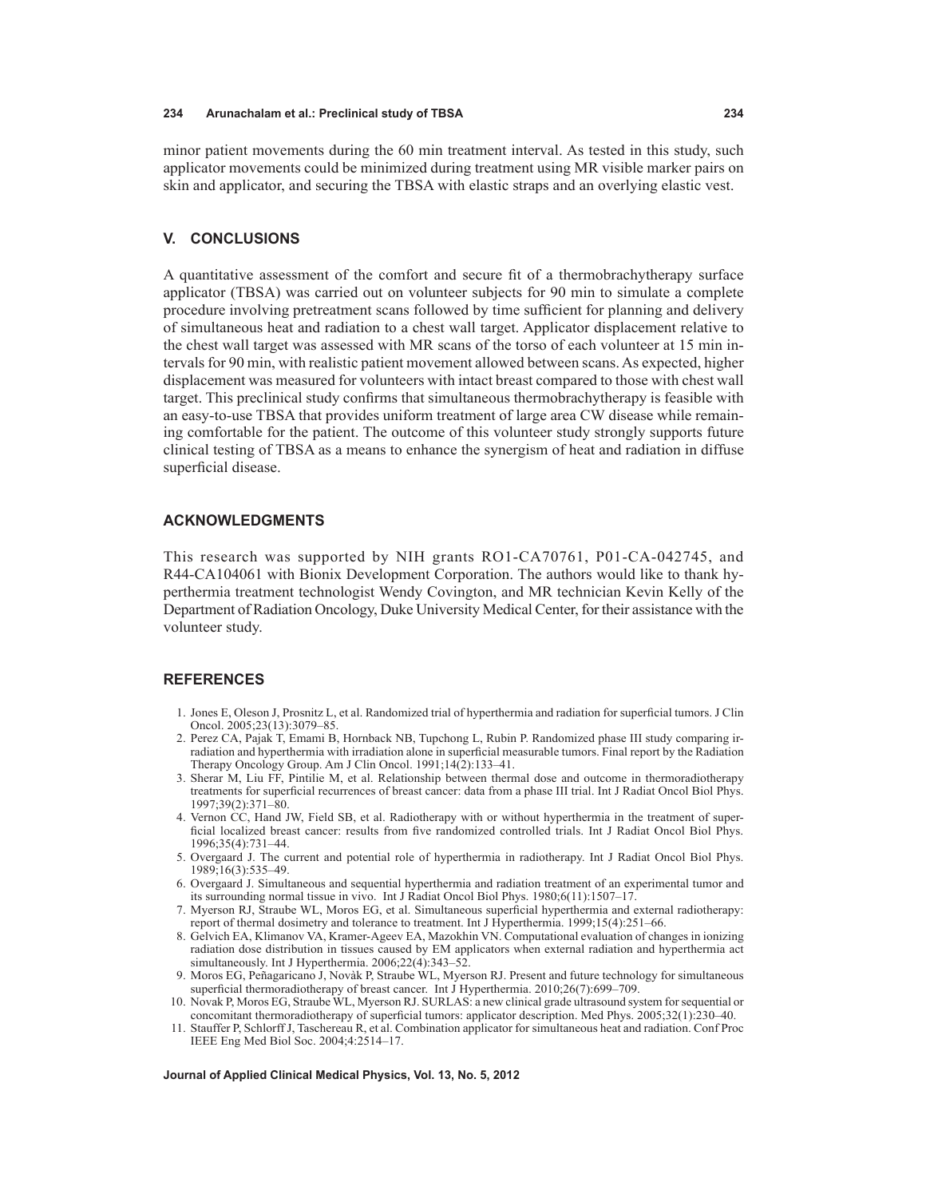minor patient movements during the 60 min treatment interval. As tested in this study, such applicator movements could be minimized during treatment using MR visible marker pairs on skin and applicator, and securing the TBSA with elastic straps and an overlying elastic vest.

## V. CONCLUSIONS

A quantitative assessment of the comfort and secure fit of a thermobrachytherapy surface applicator (TBSA) was carried out on volunteer subjects for 90 min to simulate a complete procedure involving pretreatment scans followed by time sufficient for planning and delivery of simultaneous heat and radiation to a chest wall target. Applicator displacement relative to the chest wall target was assessed with MR scans of the torso of each volunteer at 15 min intervals for 90 min, with realistic patient movement allowed between scans. As expected, higher displacement was measured for volunteers with intact breast compared to those with chest wall target. This preclinical study confirms that simultaneous thermobrachytherapy is feasible with an easy-to-use TBSA that provides uniform treatment of large area CW disease while remaining comfortable for the patient. The outcome of this volunteer study strongly supports future clinical testing of TBSA as a means to enhance the synergism of heat and radiation in diffuse superficial disease.

## ACKNOWLEDGMENTS

This research was supported by NIH grants RO1-CA70761, P01-CA-042745, and R44-CA104061 with Bionix Development Corporation. The authors would like to thank hyperthermia treatment technologist Wendy Covington, and MR technician Kevin Kelly of the Department of Radiation Oncology, Duke University Medical Center, for their assistance with the volunteer study.

## REFERENCES

1. Jones E, Oleson J, Prosnitz L, et al. Randomized trial of hyperthermia and radiation for superficial tumors. J Clin Oncol. 2005;23(13):3079–85.
2. Perez CA, Pajak T, Emami B, Hornback NB, Tupchong L, Rubin P. Randomized phase III study comparing irradiation and hyperthermia with irradiation alone in superficial measurable tumors. Final report by the Radiation Therapy Oncology Group. Am J Clin Oncol. 1991;14(2):133–41.
3. Sherar M, Liu FF, Pintilie M, et al. Relationship between thermal dose and outcome in thermoradiotherapy treatments for superficial recurrences of breast cancer: data from a phase III trial. Int J Radiat Oncol Biol Phys. 1997;39(2):371–80.
4. Vernon CC, Hand JW, Field SB, et al. Radiotherapy with or without hyperthermia in the treatment of superficial localized breast cancer: results from five randomized controlled trials. Int J Radiat Oncol Biol Phys. 1996;35(4):731–44.
5. Overgaard J. The current and potential role of hyperthermia in radiotherapy. Int J Radiat Oncol Biol Phys. 1989;16(3):535–49.
6. Overgaard J. Simultaneous and sequential hyperthermia and radiation treatment of an experimental tumor and its surrounding normal tissue in vivo. Int J Radiat Oncol Biol Phys. 1980;6(11):1507–17.
7. Myerson RJ, Straube WL, Moros EG, et al. Simultaneous superficial hyperthermia and external radiotherapy: report of thermal dosimetry and tolerance to treatment. Int J Hyperthermia. 1999;15(4):251–66.
8. Gelvich EA, Klimanov VA, Kramer-Ageev EA, Mazokhin VN. Computational evaluation of changes in ionizing radiation dose distribution in tissues caused by EM applicators when external radiation and hyperthermia act simultaneously. Int J Hyperthermia. 2006;22(4):343–52.
9. Moros EG, Peñagaricano J, Novàk P, Straube WL, Myerson RJ. Present and future technology for simultaneous superficial thermoradiotherapy of breast cancer. Int J Hyperthermia. 2010;26(7):699–709.
10. Novak P, Moros EG, Straube WL, Myerson RJ. SURLAS: a new clinical grade ultrasound system for sequential or concomitant thermoradiotherapy of superficial tumors: applicator description. Med Phys. 2005;32(1):230–40.
11. Stauffer P, Schlorff J, Taschereau R, et al. Combination applicator for simultaneous heat and radiation. Conf Proc IEEE Eng Med Biol Soc. 2004;4:2514–17.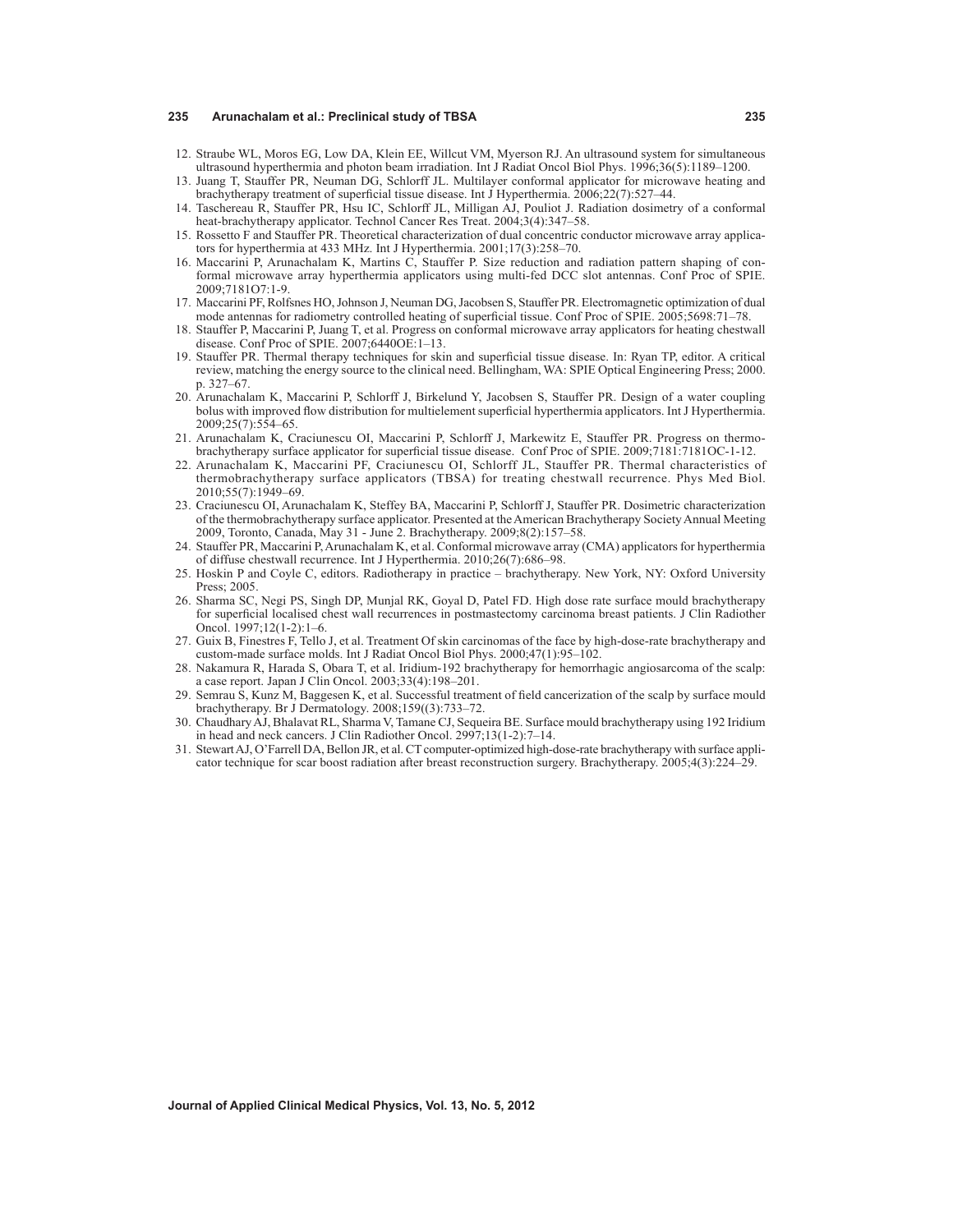12. Straube WL, Moros EG, Low DA, Klein EE, Willcut VM, Myerson RJ. An ultrasound system for simultaneous ultrasound hyperthermia and photon beam irradiation. Int J Radiat Oncol Biol Phys. 1996;36(5):1189–1200.
13. Juang T, Stauffer PR, Neuman DG, Schlorff JL. Multilayer conformal applicator for microwave heating and brachytherapy treatment of superficial tissue disease. Int J Hyperthermia. 2006;22(7):527–44.
14. Taschereau R, Stauffer PR, Hsu IC, Schlorff JL, Milligan AJ, Pouliot J. Radiation dosimetry of a conformal heat-brachytherapy applicator. Technol Cancer Res Treat. 2004;3(4):347–58.
15. Rossetto F and Stauffer PR. Theoretical characterization of dual concentric conductor microwave array applicators for hyperthermia at 433 MHz. Int J Hyperthermia. 2001;17(3):258–70.
16. Maccarini P, Arunachalam K, Martins C, Stauffer P. Size reduction and radiation pattern shaping of conformal microwave array hyperthermia applicators using multi-fed DCC slot antennas. Conf Proc of SPIE. 2009;7181O7:1-9.
17. Maccarini PF, Rolfsnes HO, Johnson J, Neuman DG, Jacobsen S, Stauffer PR. Electromagnetic optimization of dual mode antennas for radiometry controlled heating of superficial tissue. Conf Proc of SPIE. 2005;5698:71–78.
18. Stauffer P, Maccarini P, Juang T, et al. Progress on conformal microwave array applicators for heating chestwall disease. Conf Proc of SPIE. 2007;6440OE:1–13.
19. Stauffer PR. Thermal therapy techniques for skin and superficial tissue disease. In: Ryan TP, editor. A critical review, matching the energy source to the clinical need. Bellingham, WA: SPIE Optical Engineering Press; 2000. p. 327–67.
20. Arunachalam K, Maccarini P, Schlorff J, Birkelund Y, Jacobsen S, Stauffer PR. Design of a water coupling bolus with improved flow distribution for multielement superficial hyperthermia applicators. Int J Hyperthermia. 2009;25(7):554–65.
21. Arunachalam K, Craciunescu OI, Maccarini P, Schlorff J, Markewitz E, Stauffer PR. Progress on thermobrachytherapy surface applicator for superficial tissue disease. Conf Proc of SPIE. 2009;7181:7181OC-1-12.
22. Arunachalam K, Maccarini PF, Craciunescu OI, Schlorff JL, Stauffer PR. Thermal characteristics of thermobrachytherapy surface applicators (TBSA) for treating chestwall recurrence. Phys Med Biol. 2010;55(7):1949–69.
23. Craciunescu OI, Arunachalam K, Steffey BA, Maccarini P, Schlorff J, Stauffer PR. Dosimetric characterization of the thermobrachytherapy surface applicator. Presented at the American Brachytherapy Society Annual Meeting 2009, Toronto, Canada, May 31 - June 2. Brachytherapy. 2009;8(2):157–58.
24. Stauffer PR, Maccarini P, Arunachalam K, et al. Conformal microwave array (CMA) applicators for hyperthermia of diffuse chestwall recurrence. Int J Hyperthermia. 2010;26(7):686–98.
25. Hoskin P and Coyle C, editors. Radiotherapy in practice – brachytherapy. New York, NY: Oxford University Press; 2005.
26. Sharma SC, Negi PS, Singh DP, Munjal RK, Goyal D, Patel FD. High dose rate surface mould brachytherapy for superficial localised chest wall recurrences in postmastectomy carcinoma breast patients. J Clin Radiother Oncol. 1997;12(1-2):1–6.
27. Guix B, Finestres F, Tello J, et al. Treatment Of skin carcinomas of the face by high-dose-rate brachytherapy and custom-made surface molds. Int J Radiat Oncol Biol Phys. 2000;47(1):95–102.
28. Nakamura R, Harada S, Obara T, et al. Iridium-192 brachytherapy for hemorrhagic angiosarcoma of the scalp: a case report. Japan J Clin Oncol. 2003;33(4):198–201.
29. Semrau S, Kunz M, Baggesen K, et al. Successful treatment of field cancerization of the scalp by surface mould brachytherapy. Br J Dermatology. 2008;159((3):733–72.
30. Chaudhary AJ, Bhalavat RL, Sharma V, Tamane CJ, Sequeira BE. Surface mould brachytherapy using 192 Iridium in head and neck cancers. J Clin Radiother Oncol. 2997;13(1-2):7–14.
31. Stewart AJ, O'Farrell DA, Bellon JR, et al. CT computer-optimized high-dose-rate brachytherapy with surface applicator technique for scar boost radiation after breast reconstruction surgery. Brachytherapy. 2005;4(3):224–29.